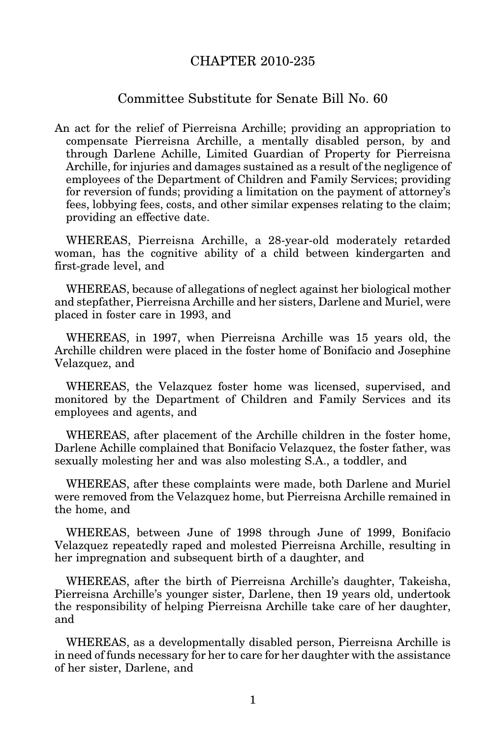# CHAPTER 2010-235

## Committee Substitute for Senate Bill No. 60

An act for the relief of Pierreisna Archille; providing an appropriation to compensate Pierreisna Archille, a mentally disabled person, by and through Darlene Achille, Limited Guardian of Property for Pierreisna Archille, for injuries and damages sustained as a result of the negligence of employees of the Department of Children and Family Services; providing for reversion of funds; providing a limitation on the payment of attorney's fees, lobbying fees, costs, and other similar expenses relating to the claim; providing an effective date.

WHEREAS, Pierreisna Archille, a 28-year-old moderately retarded woman, has the cognitive ability of a child between kindergarten and first-grade level, and

WHEREAS, because of allegations of neglect against her biological mother and stepfather, Pierreisna Archille and her sisters, Darlene and Muriel, were placed in foster care in 1993, and

WHEREAS, in 1997, when Pierreisna Archille was 15 years old, the Archille children were placed in the foster home of Bonifacio and Josephine Velazquez, and

WHEREAS, the Velazquez foster home was licensed, supervised, and monitored by the Department of Children and Family Services and its employees and agents, and

WHEREAS, after placement of the Archille children in the foster home, Darlene Achille complained that Bonifacio Velazquez, the foster father, was sexually molesting her and was also molesting S.A., a toddler, and

WHEREAS, after these complaints were made, both Darlene and Muriel were removed from the Velazquez home, but Pierreisna Archille remained in the home, and

WHEREAS, between June of 1998 through June of 1999, Bonifacio Velazquez repeatedly raped and molested Pierreisna Archille, resulting in her impregnation and subsequent birth of a daughter, and

WHEREAS, after the birth of Pierreisna Archille's daughter, Takeisha, Pierreisna Archille's younger sister, Darlene, then 19 years old, undertook the responsibility of helping Pierreisna Archille take care of her daughter, and

WHEREAS, as a developmentally disabled person, Pierreisna Archille is in need of funds necessary for her to care for her daughter with the assistance of her sister, Darlene, and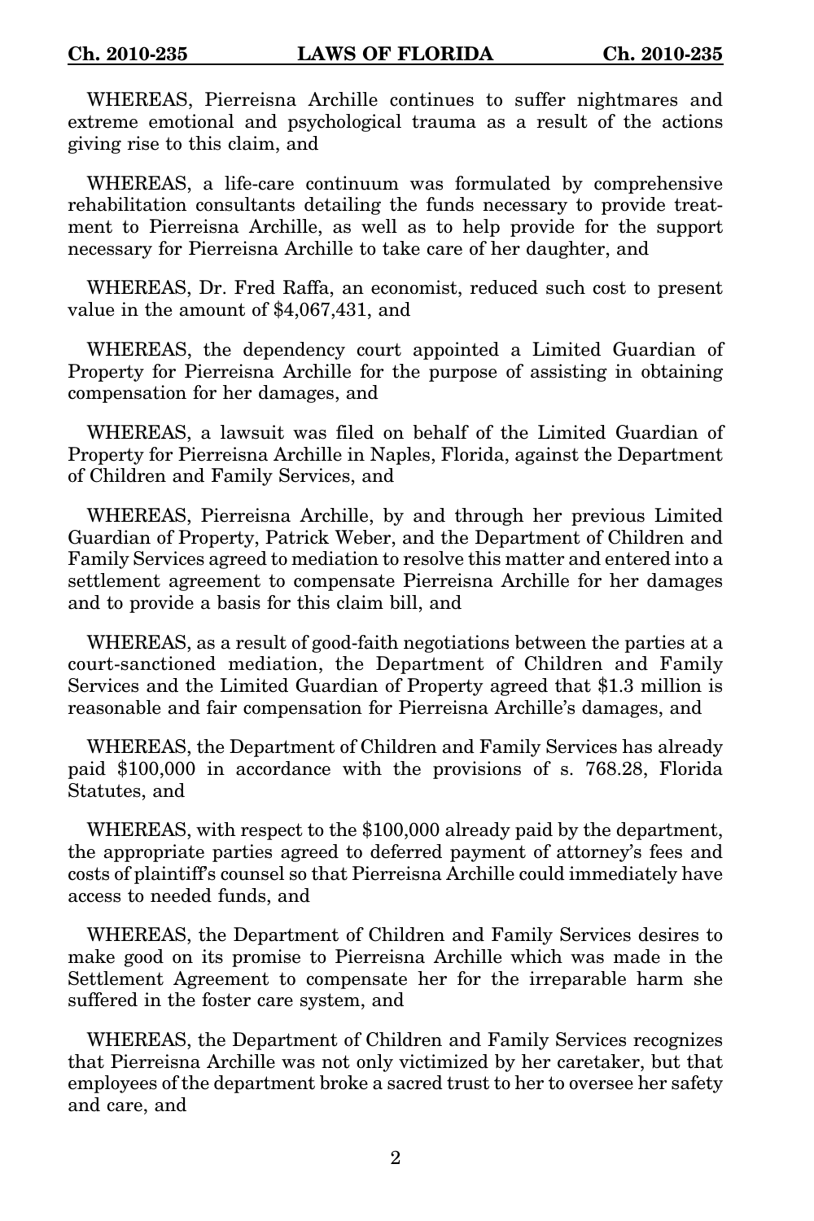WHEREAS, Pierreisna Archille continues to suffer nightmares and extreme emotional and psychological trauma as a result of the actions giving rise to this claim, and

WHEREAS, a life-care continuum was formulated by comprehensive rehabilitation consultants detailing the funds necessary to provide treatment to Pierreisna Archille, as well as to help provide for the support necessary for Pierreisna Archille to take care of her daughter, and

WHEREAS, Dr. Fred Raffa, an economist, reduced such cost to present value in the amount of $4,067,431, and

WHEREAS, the dependency court appointed a Limited Guardian of Property for Pierreisna Archille for the purpose of assisting in obtaining compensation for her damages, and

WHEREAS, a lawsuit was filed on behalf of the Limited Guardian of Property for Pierreisna Archille in Naples, Florida, against the Department of Children and Family Services, and

WHEREAS, Pierreisna Archille, by and through her previous Limited Guardian of Property, Patrick Weber, and the Department of Children and Family Services agreed to mediation to resolve this matter and entered into a settlement agreement to compensate Pierreisna Archille for her damages and to provide a basis for this claim bill, and

WHEREAS, as a result of good-faith negotiations between the parties at a court-sanctioned mediation, the Department of Children and Family Services and the Limited Guardian of Property agreed that $1.3 million is reasonable and fair compensation for Pierreisna Archille's damages, and

WHEREAS, the Department of Children and Family Services has already paid $100,000 in accordance with the provisions of s. 768.28, Florida Statutes, and

WHEREAS, with respect to the $100,000 already paid by the department, the appropriate parties agreed to deferred payment of attorney's fees and costs of plaintiff's counsel so that Pierreisna Archille could immediately have access to needed funds, and

WHEREAS, the Department of Children and Family Services desires to make good on its promise to Pierreisna Archille which was made in the Settlement Agreement to compensate her for the irreparable harm she suffered in the foster care system, and

WHEREAS, the Department of Children and Family Services recognizes that Pierreisna Archille was not only victimized by her caretaker, but that employees of the department broke a sacred trust to her to oversee her safety and care, and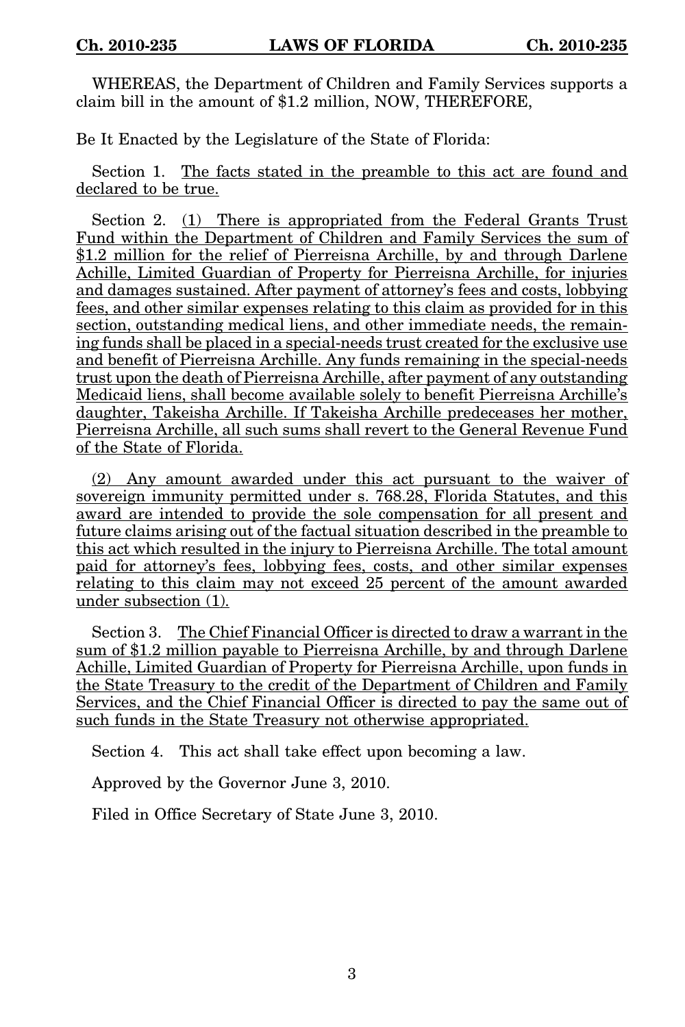WHEREAS, the Department of Children and Family Services supports a claim bill in the amount of $1.2 million, NOW, THEREFORE,

Be It Enacted by the Legislature of the State of Florida:

Section 1. The facts stated in the preamble to this act are found and declared to be true.

Section 2. (1) There is appropriated from the Federal Grants Trust Fund within the Department of Children and Family Services the sum of $1.2 million for the relief of Pierreisna Archille, by and through Darlene Achille, Limited Guardian of Property for Pierreisna Archille, for injuries and damages sustained. After payment of attorney's fees and costs, lobbying fees, and other similar expenses relating to this claim as provided for in this section, outstanding medical liens, and other immediate needs, the remaining funds shall be placed in a special-needs trust created for the exclusive use and benefit of Pierreisna Archille. Any funds remaining in the special-needs trust upon the death of Pierreisna Archille, after payment of any outstanding Medicaid liens, shall become available solely to benefit Pierreisna Archille's daughter, Takeisha Archille. If Takeisha Archille predeceases her mother, Pierreisna Archille, all such sums shall revert to the General Revenue Fund of the State of Florida.

(2) Any amount awarded under this act pursuant to the waiver of sovereign immunity permitted under s. 768.28, Florida Statutes, and this award are intended to provide the sole compensation for all present and future claims arising out of the factual situation described in the preamble to this act which resulted in the injury to Pierreisna Archille. The total amount paid for attorney's fees, lobbying fees, costs, and other similar expenses relating to this claim may not exceed 25 percent of the amount awarded under subsection (1).

Section 3. The Chief Financial Officer is directed to draw a warrant in the sum of $1.2 million payable to Pierreisna Archille, by and through Darlene Achille, Limited Guardian of Property for Pierreisna Archille, upon funds in the State Treasury to the credit of the Department of Children and Family Services, and the Chief Financial Officer is directed to pay the same out of such funds in the State Treasury not otherwise appropriated.

Section 4. This act shall take effect upon becoming a law.

Approved by the Governor June 3, 2010.

Filed in Office Secretary of State June 3, 2010.